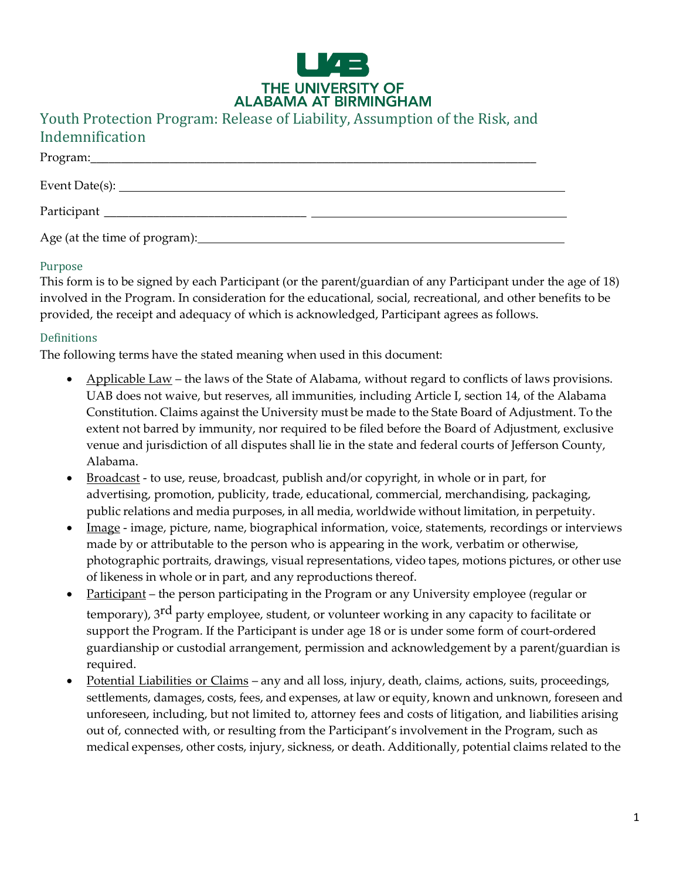UAB
THE UNIVERSITY OF ALABAMA AT BIRMINGHAM

## Youth Protection Program: Release of Liability, Assumption of the Risk, and Indemnification

Program:\_\_\_\_\_\_\_\_\_\_\_\_\_\_\_\_\_\_\_\_\_\_\_\_\_\_\_\_\_\_\_\_\_\_\_\_\_\_\_\_\_\_\_\_\_\_\_\_\_\_\_\_\_\_\_\_\_\_\_\_\_\_\_\_\_\_\_\_\_\_\_\_\_\_

Event Date(s): \_\_\_\_\_\_\_\_\_\_\_\_\_\_\_\_\_\_\_\_\_\_\_\_\_\_\_\_\_\_\_\_\_\_\_\_\_\_\_\_\_\_\_\_\_\_\_\_\_\_\_\_\_\_\_\_\_\_\_\_\_\_\_\_\_\_\_\_\_\_

Participant \_\_\_\_\_\_\_\_\_\_\_\_\_\_\_\_\_\_\_\_\_\_\_\_\_\_\_\_\_\_\_\_\_\_\_ \_\_\_\_\_\_\_\_\_\_\_\_\_\_\_\_\_\_\_\_\_\_\_\_\_\_\_\_\_\_\_\_\_\_\_\_\_\_\_\_\_\_\_

Age (at the time of program):\_\_\_\_\_\_\_\_\_\_\_\_\_\_\_\_\_\_\_\_\_\_\_\_\_\_\_\_\_\_\_\_\_\_\_\_\_\_\_\_\_\_\_\_\_\_\_\_\_\_\_\_\_\_\_\_\_\_\_\_

### Purpose

This form is to be signed by each Participant (or the parent/guardian of any Participant under the age of 18) involved in the Program. In consideration for the educational, social, recreational, and other benefits to be provided, the receipt and adequacy of which is acknowledged, Participant agrees as follows.

### Definitions

The following terms have the stated meaning when used in this document:

- Applicable Law – the laws of the State of Alabama, without regard to conflicts of laws provisions. UAB does not waive, but reserves, all immunities, including Article I, section 14, of the Alabama Constitution. Claims against the University must be made to the State Board of Adjustment. To the extent not barred by immunity, nor required to be filed before the Board of Adjustment, exclusive venue and jurisdiction of all disputes shall lie in the state and federal courts of Jefferson County, Alabama.
- Broadcast - to use, reuse, broadcast, publish and/or copyright, in whole or in part, for advertising, promotion, publicity, trade, educational, commercial, merchandising, packaging, public relations and media purposes, in all media, worldwide without limitation, in perpetuity.
- Image - image, picture, name, biographical information, voice, statements, recordings or interviews made by or attributable to the person who is appearing in the work, verbatim or otherwise, photographic portraits, drawings, visual representations, video tapes, motions pictures, or other use of likeness in whole or in part, and any reproductions thereof.
- Participant – the person participating in the Program or any University employee (regular or temporary), 3rd party employee, student, or volunteer working in any capacity to facilitate or support the Program. If the Participant is under age 18 or is under some form of court-ordered guardianship or custodial arrangement, permission and acknowledgement by a parent/guardian is required.
- Potential Liabilities or Claims – any and all loss, injury, death, claims, actions, suits, proceedings, settlements, damages, costs, fees, and expenses, at law or equity, known and unknown, foreseen and unforeseen, including, but not limited to, attorney fees and costs of litigation, and liabilities arising out of, connected with, or resulting from the Participant's involvement in the Program, such as medical expenses, other costs, injury, sickness, or death. Additionally, potential claims related to the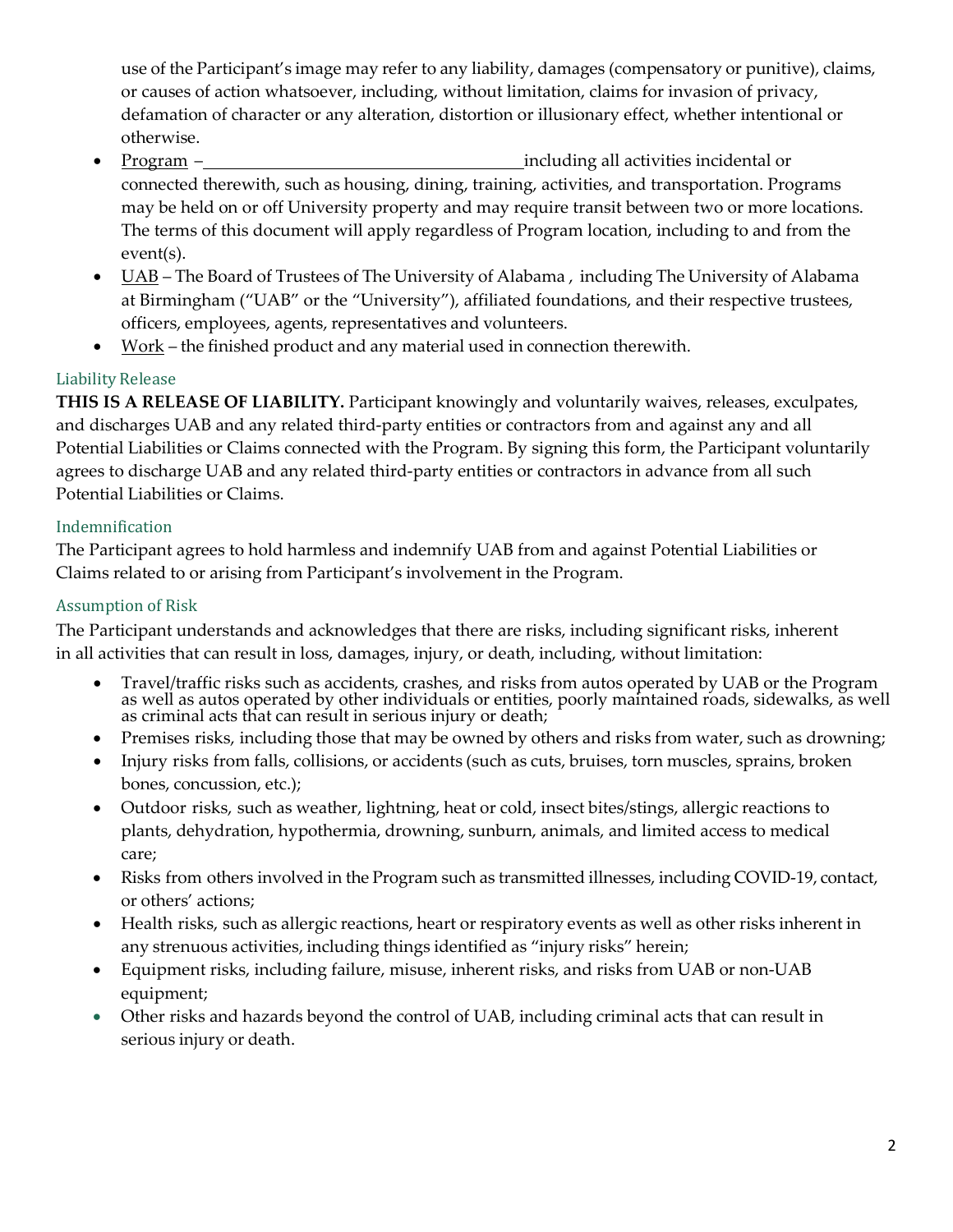use of the Participant's image may refer to any liability, damages (compensatory or punitive), claims, or causes of action whatsoever, including, without limitation, claims for invasion of privacy, defamation of character or any alteration, distortion or illusionary effect, whether intentional or otherwise.

- Program – ____________________________________including all activities incidental or connected therewith, such as housing, dining, training, activities, and transportation. Programs may be held on or off University property and may require transit between two or more locations. The terms of this document will apply regardless of Program location, including to and from the event(s).
- UAB – The Board of Trustees of The University of Alabama , including The University of Alabama at Birmingham ("UAB" or the "University"), affiliated foundations, and their respective trustees, officers, employees, agents, representatives and volunteers.
- Work – the finished product and any material used in connection therewith.

## Liability Release

**THIS IS A RELEASE OF LIABILITY.** Participant knowingly and voluntarily waives, releases, exculpates, and discharges UAB and any related third-party entities or contractors from and against any and all Potential Liabilities or Claims connected with the Program. By signing this form, the Participant voluntarily agrees to discharge UAB and any related third-party entities or contractors in advance from all such Potential Liabilities or Claims.

## Indemnification

The Participant agrees to hold harmless and indemnify UAB from and against Potential Liabilities or Claims related to or arising from Participant's involvement in the Program.

## Assumption of Risk

The Participant understands and acknowledges that there are risks, including significant risks, inherent in all activities that can result in loss, damages, injury, or death, including, without limitation:

- Travel/traffic risks such as accidents, crashes, and risks from autos operated by UAB or the Program as well as autos operated by other individuals or entities, poorly maintained roads, sidewalks, as well as criminal acts that can result in serious injury or death;
- Premises risks, including those that may be owned by others and risks from water, such as drowning;
- Injury risks from falls, collisions, or accidents (such as cuts, bruises, torn muscles, sprains, broken bones, concussion, etc.);
- Outdoor risks, such as weather, lightning, heat or cold, insect bites/stings, allergic reactions to plants, dehydration, hypothermia, drowning, sunburn, animals, and limited access to medical care;
- Risks from others involved in the Program such as transmitted illnesses, including COVID-19, contact, or others' actions;
- Health risks, such as allergic reactions, heart or respiratory events as well as other risks inherent in any strenuous activities, including things identified as "injury risks" herein;
- Equipment risks, including failure, misuse, inherent risks, and risks from UAB or non-UAB equipment;
- Other risks and hazards beyond the control of UAB, including criminal acts that can result in serious injury or death.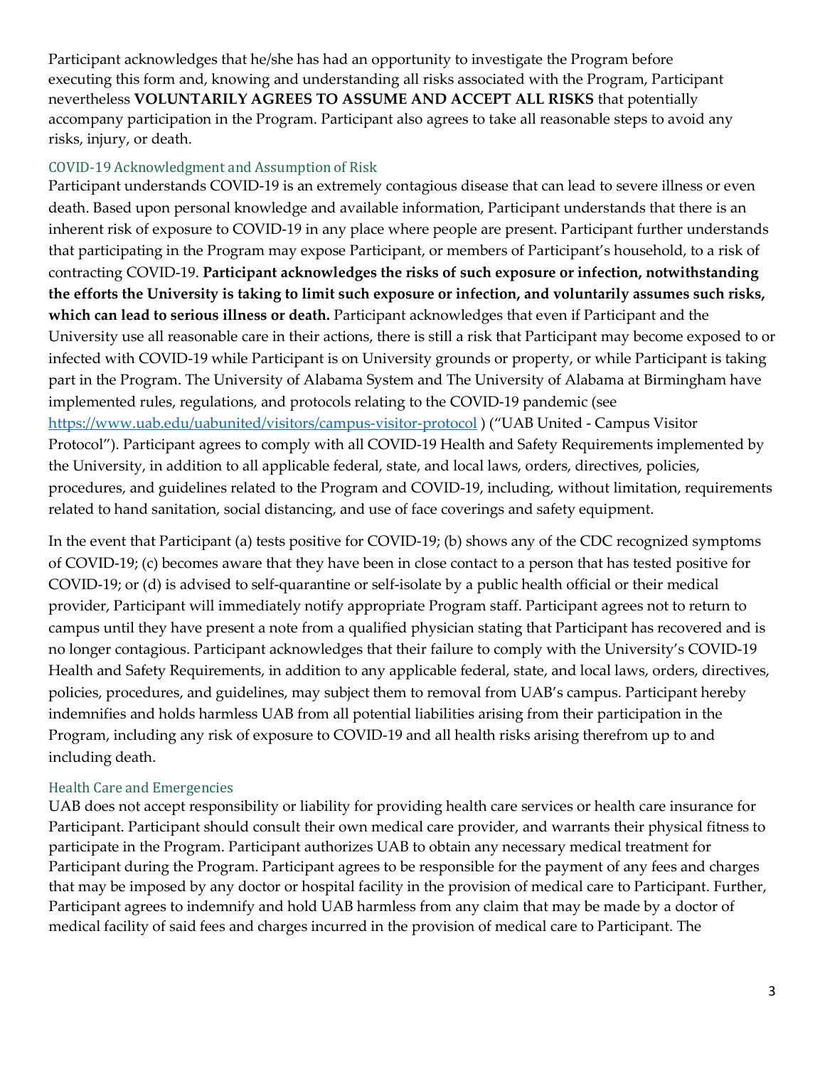Participant acknowledges that he/she has had an opportunity to investigate the Program before executing this form and, knowing and understanding all risks associated with the Program, Participant nevertheless **VOLUNTARILY AGREES TO ASSUME AND ACCEPT ALL RISKS** that potentially accompany participation in the Program. Participant also agrees to take all reasonable steps to avoid any risks, injury, or death.

### COVID-19 Acknowledgment and Assumption of Risk

Participant understands COVID-19 is an extremely contagious disease that can lead to severe illness or even death. Based upon personal knowledge and available information, Participant understands that there is an inherent risk of exposure to COVID-19 in any place where people are present. Participant further understands that participating in the Program may expose Participant, or members of Participant's household, to a risk of contracting COVID-19. **Participant acknowledges the risks of such exposure or infection, notwithstanding the efforts the University is taking to limit such exposure or infection, and voluntarily assumes such risks, which can lead to serious illness or death.** Participant acknowledges that even if Participant and the University use all reasonable care in their actions, there is still a risk that Participant may become exposed to or infected with COVID-19 while Participant is on University grounds or property, or while Participant is taking part in the Program. The University of Alabama System and The University of Alabama at Birmingham have implemented rules, regulations, and protocols relating to the COVID-19 pandemic (see [https://www.uab.edu/uabunited/visitors/campus-visitor-protocol](https://www.uab.edu/uabunited/visitors/campus-visitor-protocol) ) ("UAB United - Campus Visitor Protocol"). Participant agrees to comply with all COVID-19 Health and Safety Requirements implemented by the University, in addition to all applicable federal, state, and local laws, orders, directives, policies, procedures, and guidelines related to the Program and COVID-19, including, without limitation, requirements related to hand sanitation, social distancing, and use of face coverings and safety equipment.

In the event that Participant (a) tests positive for COVID-19; (b) shows any of the CDC recognized symptoms of COVID-19; (c) becomes aware that they have been in close contact to a person that has tested positive for COVID-19; or (d) is advised to self-quarantine or self-isolate by a public health official or their medical provider, Participant will immediately notify appropriate Program staff. Participant agrees not to return to campus until they have present a note from a qualified physician stating that Participant has recovered and is no longer contagious. Participant acknowledges that their failure to comply with the University's COVID-19 Health and Safety Requirements, in addition to any applicable federal, state, and local laws, orders, directives, policies, procedures, and guidelines, may subject them to removal from UAB's campus. Participant hereby indemnifies and holds harmless UAB from all potential liabilities arising from their participation in the Program, including any risk of exposure to COVID-19 and all health risks arising therefrom up to and including death.

### Health Care and Emergencies

UAB does not accept responsibility or liability for providing health care services or health care insurance for Participant. Participant should consult their own medical care provider, and warrants their physical fitness to participate in the Program. Participant authorizes UAB to obtain any necessary medical treatment for Participant during the Program. Participant agrees to be responsible for the payment of any fees and charges that may be imposed by any doctor or hospital facility in the provision of medical care to Participant. Further, Participant agrees to indemnify and hold UAB harmless from any claim that may be made by a doctor of medical facility of said fees and charges incurred in the provision of medical care to Participant. The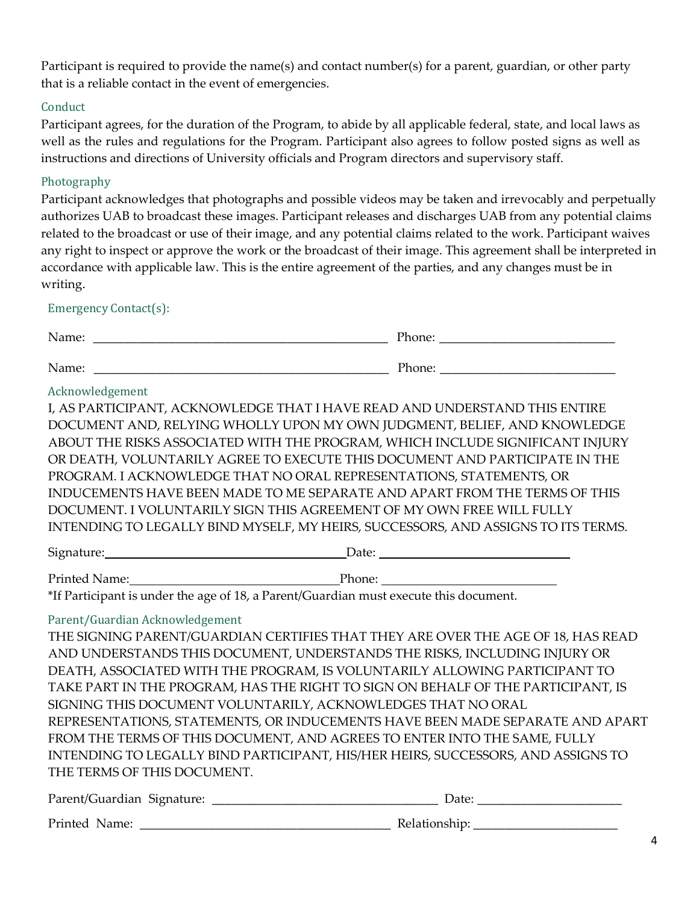Participant is required to provide the name(s) and contact number(s) for a parent, guardian, or other party that is a reliable contact in the event of emergencies.

### Conduct

Participant agrees, for the duration of the Program, to abide by all applicable federal, state, and local laws as well as the rules and regulations for the Program. Participant also agrees to follow posted signs as well as instructions and directions of University officials and Program directors and supervisory staff.

### Photography

Participant acknowledges that photographs and possible videos may be taken and irrevocably and perpetually authorizes UAB to broadcast these images. Participant releases and discharges UAB from any potential claims related to the broadcast or use of their image, and any potential claims related to the work. Participant waives any right to inspect or approve the work or the broadcast of their image. This agreement shall be interpreted in accordance with applicable law. This is the entire agreement of the parties, and any changes must be in writing.

### Emergency Contact(s):

Name: ______________________________ Phone: ______________________

Name: ______________________________ Phone: ______________________

### Acknowledgement

I, AS PARTICIPANT, ACKNOWLEDGE THAT I HAVE READ AND UNDERSTAND THIS ENTIRE DOCUMENT AND, RELYING WHOLLY UPON MY OWN JUDGMENT, BELIEF, AND KNOWLEDGE ABOUT THE RISKS ASSOCIATED WITH THE PROGRAM, WHICH INCLUDE SIGNIFICANT INJURY OR DEATH, VOLUNTARILY AGREE TO EXECUTE THIS DOCUMENT AND PARTICIPATE IN THE PROGRAM. I ACKNOWLEDGE THAT NO ORAL REPRESENTATIONS, STATEMENTS, OR INDUCEMENTS HAVE BEEN MADE TO ME SEPARATE AND APART FROM THE TERMS OF THIS DOCUMENT. I VOLUNTARILY SIGN THIS AGREEMENT OF MY OWN FREE WILL FULLY INTENDING TO LEGALLY BIND MYSELF, MY HEIRS, SUCCESSORS, AND ASSIGNS TO ITS TERMS.

Signature: ______________________________ Date: ______________________

Printed Name: ______________________________ Phone: ______________________

*If Participant is under the age of 18, a Parent/Guardian must execute this document.

### Parent/Guardian Acknowledgement

THE SIGNING PARENT/GUARDIAN CERTIFIES THAT THEY ARE OVER THE AGE OF 18, HAS READ AND UNDERSTANDS THIS DOCUMENT, UNDERSTANDS THE RISKS, INCLUDING INJURY OR DEATH, ASSOCIATED WITH THE PROGRAM, IS VOLUNTARILY ALLOWING PARTICIPANT TO TAKE PART IN THE PROGRAM, HAS THE RIGHT TO SIGN ON BEHALF OF THE PARTICIPANT, IS SIGNING THIS DOCUMENT VOLUNTARILY, ACKNOWLEDGES THAT NO ORAL REPRESENTATIONS, STATEMENTS, OR INDUCEMENTS HAVE BEEN MADE SEPARATE AND APART FROM THE TERMS OF THIS DOCUMENT, AND AGREES TO ENTER INTO THE SAME, FULLY INTENDING TO LEGALLY BIND PARTICIPANT, HIS/HER HEIRS, SUCCESSORS, AND ASSIGNS TO THE TERMS OF THIS DOCUMENT.

Parent/Guardian Signature: ______________________________ Date: ______________________

Printed Name: ______________________________ Relationship: ______________________